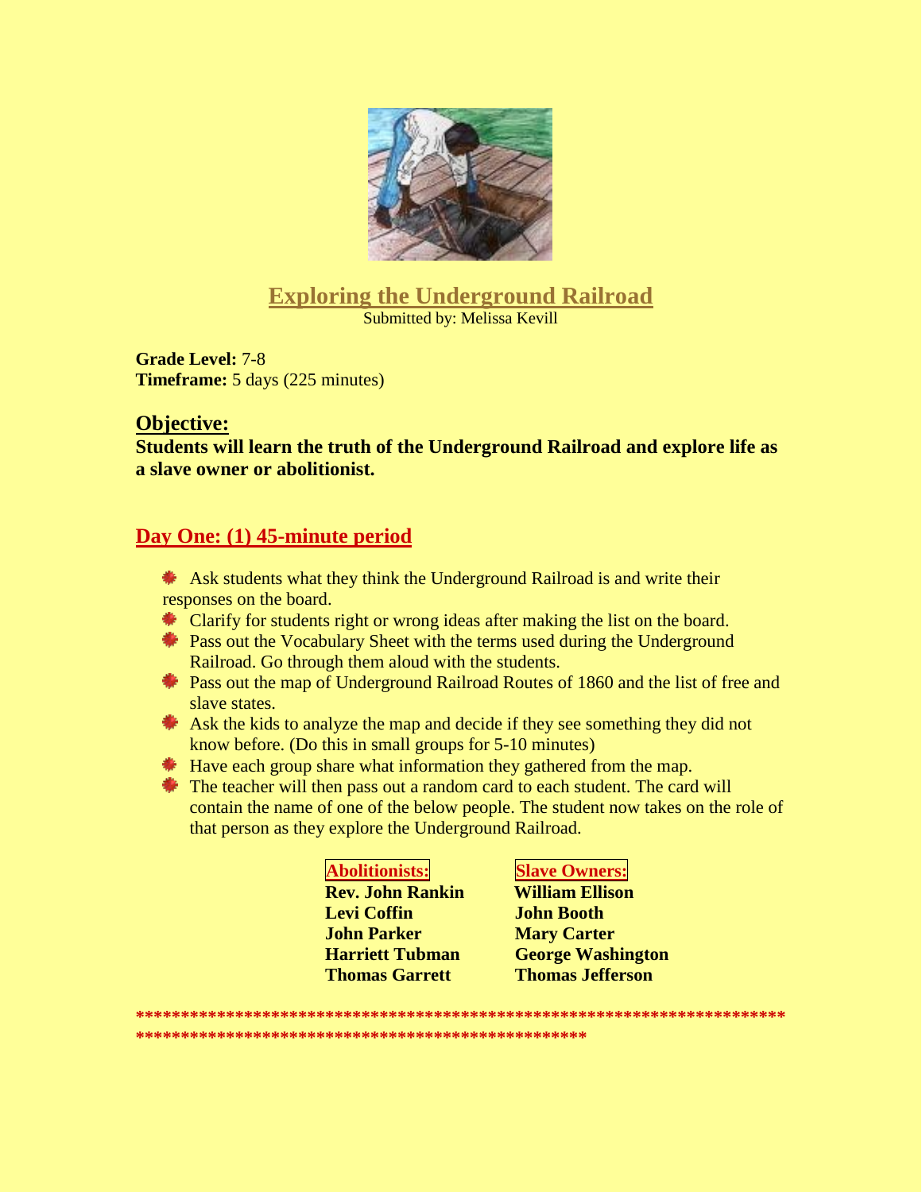# Exploring the Underground Railroad

Submitted by: Melissa Kevill

**Grade Level:** 7-8
**Timeframe:** 5 days (225 minutes)

## Objective:

**Students will learn the truth of the Underground Railroad and explore life as a slave owner or abolitionist.**

## Day One: (1) 45-minute period

- Ask students what they think the Underground Railroad is and write their responses on the board.
- Clarify for students right or wrong ideas after making the list on the board.
- Pass out the Vocabulary Sheet with the terms used during the Underground Railroad. Go through them aloud with the students.
- Pass out the map of Underground Railroad Routes of 1860 and the list of free and slave states.
- Ask the kids to analyze the map and decide if they see something they did not know before. (Do this in small groups for 5-10 minutes)
- Have each group share what information they gathered from the map.
- The teacher will then pass out a random card to each student. The card will contain the name of one of the below people. The student now takes on the role of that person as they explore the Underground Railroad.

| Abolitionists: | Slave Owners: |
| --- | --- |
| **Rev. John Rankin** | **William Ellison** |
| **Levi Coffin** | **John Booth** |
| **John Parker** | **Mary Carter** |
| **Harriett Tubman** | **George Washington** |
| **Thomas Garrett** | **Thomas Jefferson** |

**************************************************************************
**************************************************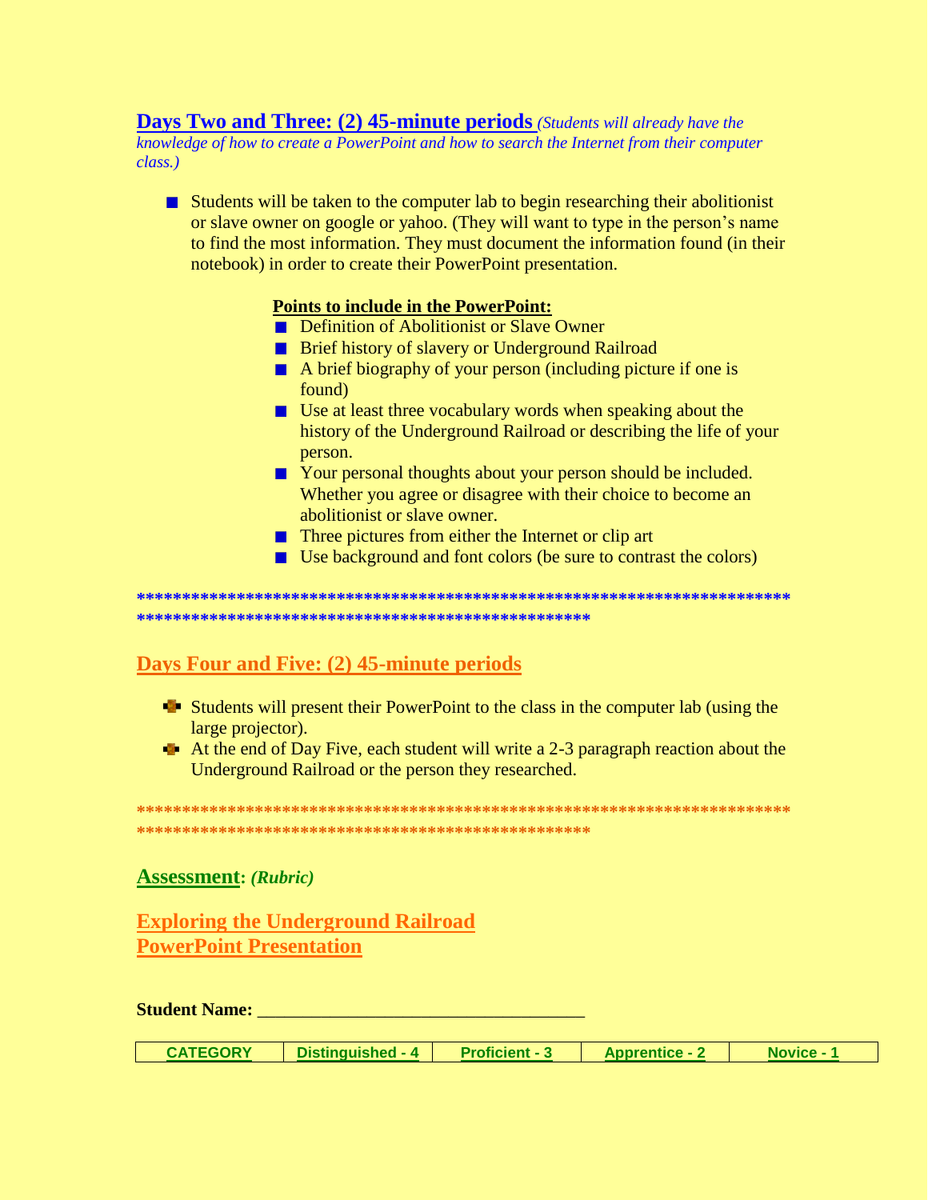## Days Two and Three: (2) 45-minute periods *(Students will already have the knowledge of how to create a PowerPoint and how to search the Internet from their computer class.)*

- Students will be taken to the computer lab to begin researching their abolitionist or slave owner on google or yahoo. (They will want to type in the person's name to find the most information. They must document the information found (in their notebook) in order to create their PowerPoint presentation.

**Points to include in the PowerPoint:**

- Definition of Abolitionist or Slave Owner
- Brief history of slavery or Underground Railroad
- A brief biography of your person (including picture if one is found)
- Use at least three vocabulary words when speaking about the history of the Underground Railroad or describing the life of your person.
- Your personal thoughts about your person should be included. Whether you agree or disagree with their choice to become an abolitionist or slave owner.
- Three pictures from either the Internet or clip art
- Use background and font colors (be sure to contrast the colors)

****************************************************************************************************************************

## Days Four and Five: (2) 45-minute periods

- Students will present their PowerPoint to the class in the computer lab (using the large projector).
- At the end of Day Five, each student will write a 2-3 paragraph reaction about the Underground Railroad or the person they researched.

****************************************************************************************************************************

## Assessment: *(Rubric)*

### Exploring the Underground Railroad PowerPoint Presentation

**Student Name:** ___________________________________

| CATEGORY | Distinguished - 4 | Proficient - 3 | Apprentice - 2 | Novice - 1 |
|---|---|---|---|---|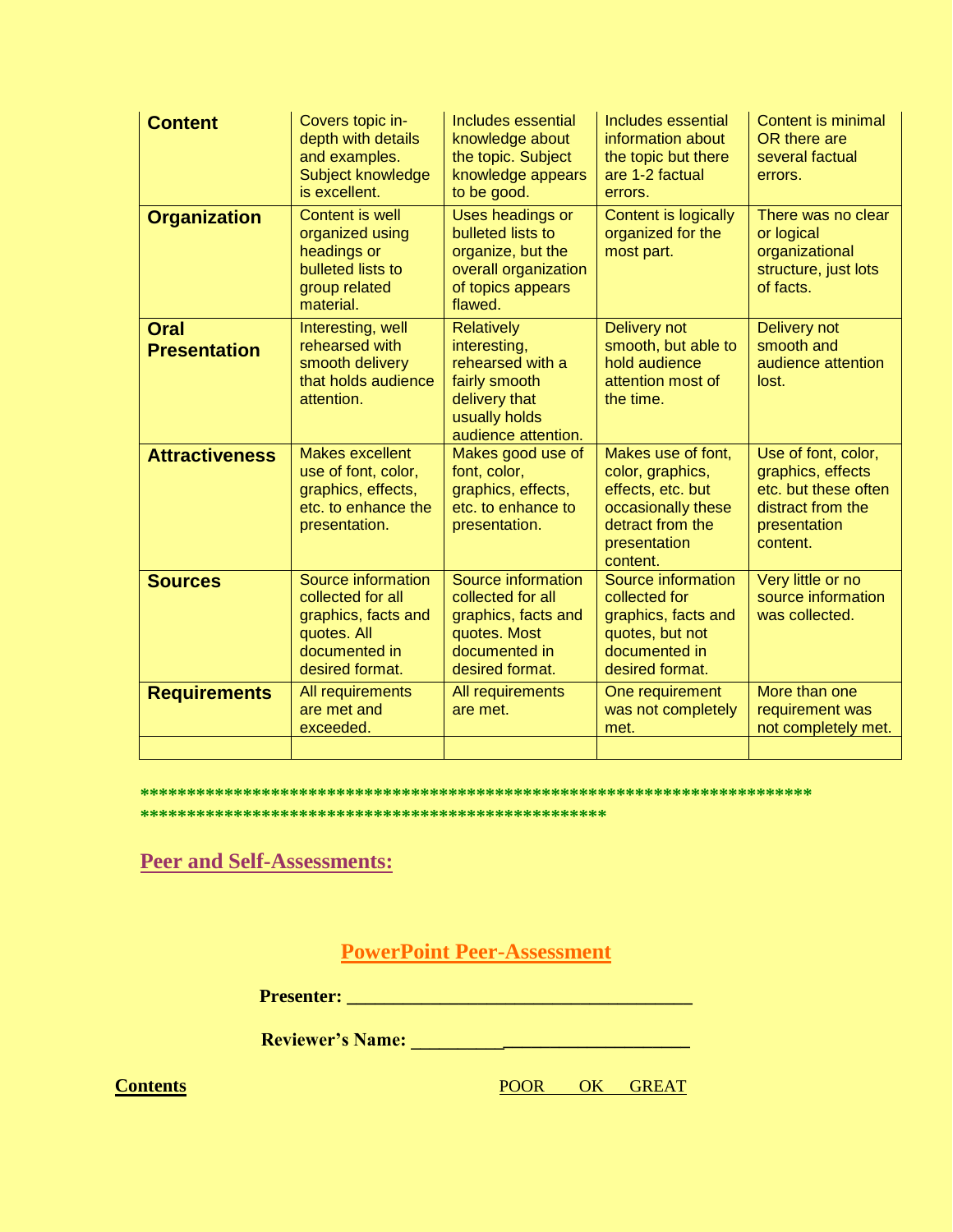| | | | | |
|---|---|---|---|---|
| **Content** | Covers topic in-depth with details and examples. Subject knowledge is excellent. | Includes essential knowledge about the topic. Subject knowledge appears to be good. | Includes essential information about the topic but there are 1-2 factual errors. | Content is minimal OR there are several factual errors. |
| **Organization** | Content is well organized using headings or bulleted lists to group related material. | Uses headings or bulleted lists to organize, but the overall organization of topics appears flawed. | Content is logically organized for the most part. | There was no clear or logical organizational structure, just lots of facts. |
| **Oral Presentation** | Interesting, well rehearsed with smooth delivery that holds audience attention. | Relatively interesting, rehearsed with a fairly smooth delivery that usually holds audience attention. | Delivery not smooth, but able to hold audience attention most of the time. | Delivery not smooth and audience attention lost. |
| **Attractiveness** | Makes excellent use of font, color, graphics, effects, etc. to enhance the presentation. | Makes good use of font, color, graphics, effects, etc. to enhance to presentation. | Makes use of font, color, graphics, effects, etc. but occasionally these detract from the presentation content. | Use of font, color, graphics, effects etc. but these often distract from the presentation content. |
| **Sources** | Source information collected for all graphics, facts and quotes. All documented in desired format. | Source information collected for all graphics, facts and quotes. Most documented in desired format. | Source information collected for graphics, facts and quotes, but not documented in desired format. | Very little or no source information was collected. |
| **Requirements** | All requirements are met and exceeded. | All requirements are met. | One requirement was not completely met. | More than one requirement was not completely met. |
| | | | | |

\*\*\*\*\*\*\*\*\*\*\*\*\*\*\*\*\*\*\*\*\*\*\*\*\*\*\*\*\*\*\*\*\*\*\*\*\*\*\*\*\*\*\*\*\*\*\*\*\*\*\*\*\*\*\*\*\*\*\*\*\*\*\*\*\*\*\*\*\*\*\*\*\*\*\*\*\*\*\*\*\*\*\*\*\*\*\*\*\*\*\*\*\*\*\*\*\*\*\*\*\*\*\*\*\*\*\*\*\*\*\*\*\*\*\*\*\*\*\*\*\*\*\*\*\*\*

## Peer and Self-Assessments:

## PowerPoint Peer-Assessment

**Presenter: ______________________________________**

**Reviewer's Name: ________________________________**

**Contents** POOR OK GREAT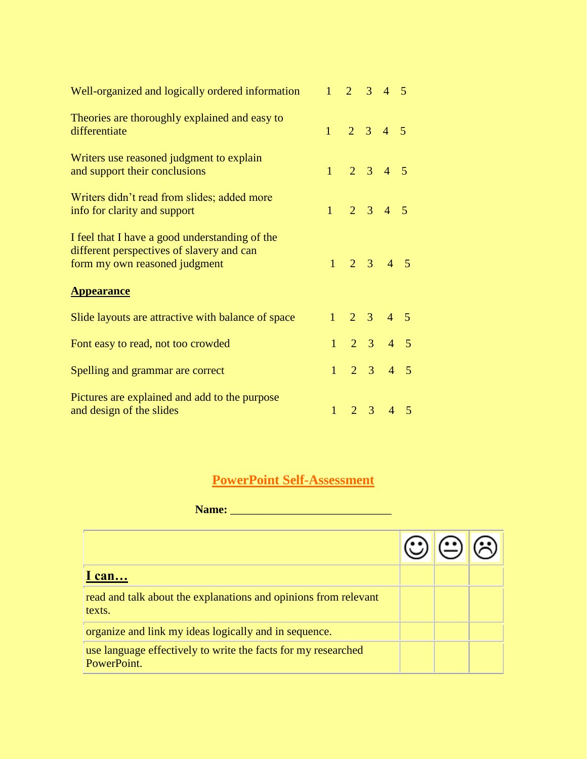Well-organized and logically ordered information 1 2 3 4 5

Theories are thoroughly explained and easy to differentiate 1 2 3 4 5

Writers use reasoned judgment to explain and support their conclusions 1 2 3 4 5

Writers didn't read from slides; added more info for clarity and support 1 2 3 4 5

I feel that I have a good understanding of the different perspectives of slavery and can form my own reasoned judgment 1 2 3 4 5

**Appearance**

Slide layouts are attractive with balance of space 1 2 3 4 5

Font easy to read, not too crowded 1 2 3 4 5

Spelling and grammar are correct 1 2 3 4 5

Pictures are explained and add to the purpose and design of the slides 1 2 3 4 5

## PowerPoint Self-Assessment

**Name:** ___________________________

| | ☺ | 😐 | ☹ |
|---|---|---|---|
| **I can…** | | | |
| read and talk about the explanations and opinions from relevant texts. | | | |
| organize and link my ideas logically and in sequence. | | | |
| use language effectively to write the facts for my researched PowerPoint. | | | |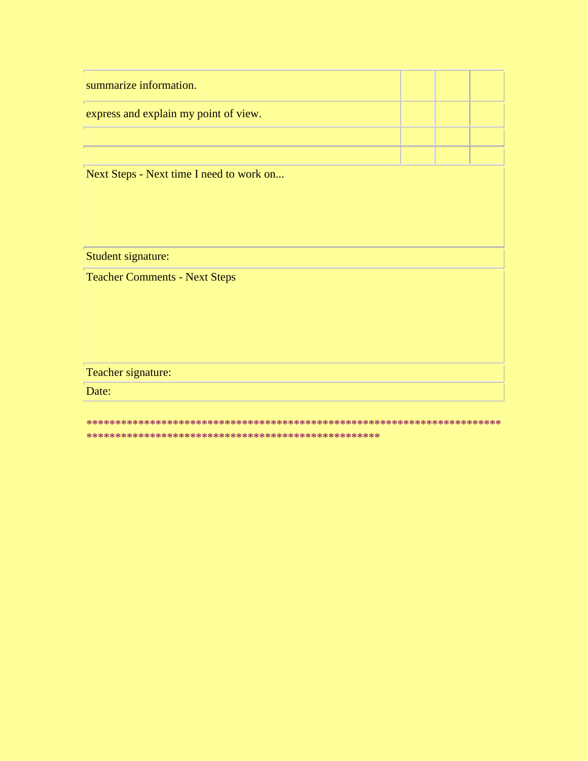| | | | |
|---|---|---|---|
| summarize information. | | | |
| express and explain my point of view. | | | |
| | | | |
| | | | |

| |
|---|
| Next Steps - Next time I need to work on... |
| Student signature: |
| Teacher Comments - Next Steps |
| Teacher signature: |
| Date: |

****************************************************************************
******************************************************